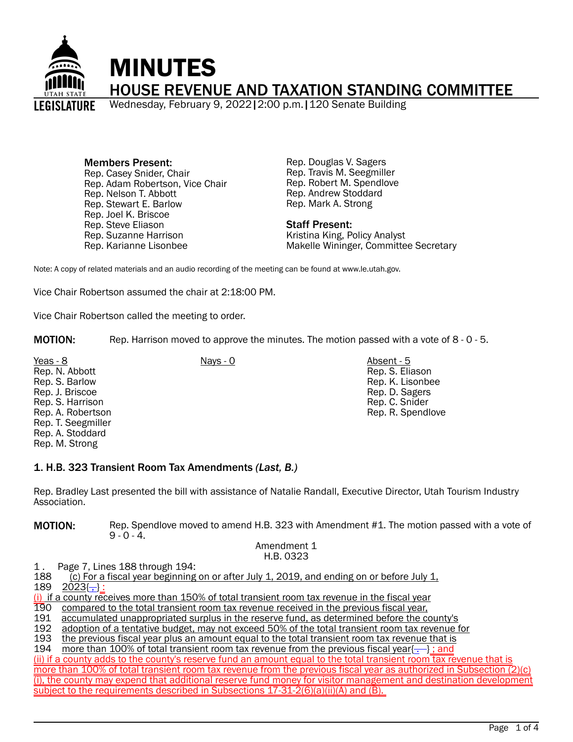# MINUTES

## HOUSE REVENUE AND TAXATION STANDING COMMITTEE

Wednesday, February 9, 2022 | 2:00 p.m. | 120 Senate Building

**Members Present:**
Rep. Casey Snider, Chair
Rep. Adam Robertson, Vice Chair
Rep. Nelson T. Abbott
Rep. Stewart E. Barlow
Rep. Joel K. Briscoe
Rep. Steve Eliason
Rep. Suzanne Harrison
Rep. Karianne Lisonbee
Rep. Douglas V. Sagers
Rep. Travis M. Seegmiller
Rep. Robert M. Spendlove
Rep. Andrew Stoddard
Rep. Mark A. Strong

**Staff Present:**
Kristina King, Policy Analyst
Makelle Wininger, Committee Secretary

Note: A copy of related materials and an audio recording of the meeting can be found at www.le.utah.gov.

Vice Chair Robertson assumed the chair at 2:18:00 PM.

Vice Chair Robertson called the meeting to order.

**MOTION:** Rep. Harrison moved to approve the minutes. The motion passed with a vote of 8 - 0 - 5.

| Yeas - 8 | Nays - 0 | Absent - 5 |
|---|---|---|
| Rep. N. Abbott | | Rep. S. Eliason |
| Rep. S. Barlow | | Rep. K. Lisonbee |
| Rep. J. Briscoe | | Rep. D. Sagers |
| Rep. S. Harrison | | Rep. C. Snider |
| Rep. A. Robertson | | Rep. R. Spendlove |
| Rep. T. Seegmiller | | |
| Rep. A. Stoddard | | |
| Rep. M. Strong | | |

### 1. H.B. 323 Transient Room Tax Amendments *(Last, B.)*

Rep. Bradley Last presented the bill with assistance of Natalie Randall, Executive Director, Utah Tourism Industry Association.

**MOTION:** Rep. Spendlove moved to amend H.B. 323 with Amendment #1. The motion passed with a vote of 9 - 0 - 4.

Amendment 1
H.B. 0323

1 . Page 7, Lines 188 through 194:
188 (c) For a fiscal year beginning on or after July 1, 2019, and ending on or before July 1,
189 2023{,} :
(i) if a county receives more than 150% of total transient room tax revenue in the fiscal year
190 compared to the total transient room tax revenue received in the previous fiscal year,
191 accumulated unappropriated surplus in the reserve fund, as determined before the county's
192 adoption of a tentative budget, may not exceed 50% of the total transient room tax revenue for
193 the previous fiscal year plus an amount equal to the total transient room tax revenue that is
194 more than 100% of total transient room tax revenue from the previous fiscal year{.} ; and
(ii) if a county adds to the county's reserve fund an amount equal to the total transient room tax revenue that is more than 100% of total transient room tax revenue from the previous fiscal year as authorized in Subsection (2)(c)(i), the county may expend that additional reserve fund money for visitor management and destination development subject to the requirements described in Subsections 17-31-2(6)(a)(ii)(A) and (B).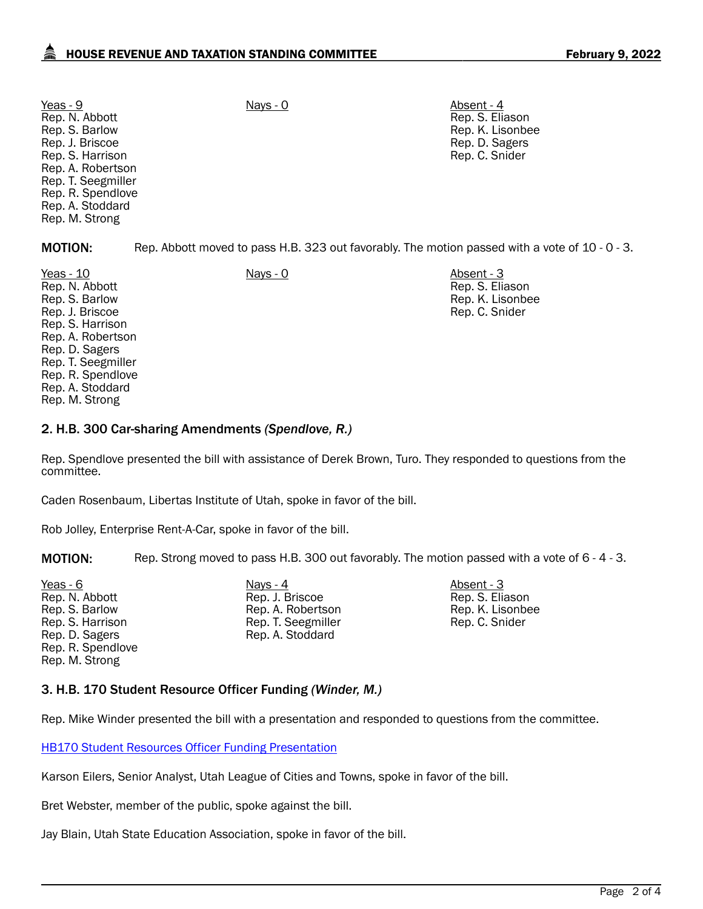| Yeas - 9 | Nays - 0 | Absent - 4 |
|---|---|---|
| Rep. N. Abbott | | Rep. S. Eliason |
| Rep. S. Barlow | | Rep. K. Lisonbee |
| Rep. J. Briscoe | | Rep. D. Sagers |
| Rep. S. Harrison | | Rep. C. Snider |
| Rep. A. Robertson | | |
| Rep. T. Seegmiller | | |
| Rep. R. Spendlove | | |
| Rep. A. Stoddard | | |
| Rep. M. Strong | | |

**MOTION:** Rep. Abbott moved to pass H.B. 323 out favorably. The motion passed with a vote of 10 - 0 - 3.

| Yeas - 10 | Nays - 0 | Absent - 3 |
|---|---|---|
| Rep. N. Abbott | | Rep. S. Eliason |
| Rep. S. Barlow | | Rep. K. Lisonbee |
| Rep. J. Briscoe | | Rep. C. Snider |
| Rep. S. Harrison | | |
| Rep. A. Robertson | | |
| Rep. D. Sagers | | |
| Rep. T. Seegmiller | | |
| Rep. R. Spendlove | | |
| Rep. A. Stoddard | | |
| Rep. M. Strong | | |

### 2. H.B. 300 Car-sharing Amendments *(Spendlove, R.)*

Rep. Spendlove presented the bill with assistance of Derek Brown, Turo. They responded to questions from the committee.

Caden Rosenbaum, Libertas Institute of Utah, spoke in favor of the bill.

Rob Jolley, Enterprise Rent-A-Car, spoke in favor of the bill.

**MOTION:** Rep. Strong moved to pass H.B. 300 out favorably. The motion passed with a vote of 6 - 4 - 3.

| Yeas - 6 | Nays - 4 | Absent - 3 |
|---|---|---|
| Rep. N. Abbott | Rep. J. Briscoe | Rep. S. Eliason |
| Rep. S. Barlow | Rep. A. Robertson | Rep. K. Lisonbee |
| Rep. S. Harrison | Rep. T. Seegmiller | Rep. C. Snider |
| Rep. D. Sagers | Rep. A. Stoddard | |
| Rep. R. Spendlove | | |
| Rep. M. Strong | | |

### 3. H.B. 170 Student Resource Officer Funding *(Winder, M.)*

Rep. Mike Winder presented the bill with a presentation and responded to questions from the committee.

HB170 Student Resources Officer Funding Presentation

Karson Eilers, Senior Analyst, Utah League of Cities and Towns, spoke in favor of the bill.

Bret Webster, member of the public, spoke against the bill.

Jay Blain, Utah State Education Association, spoke in favor of the bill.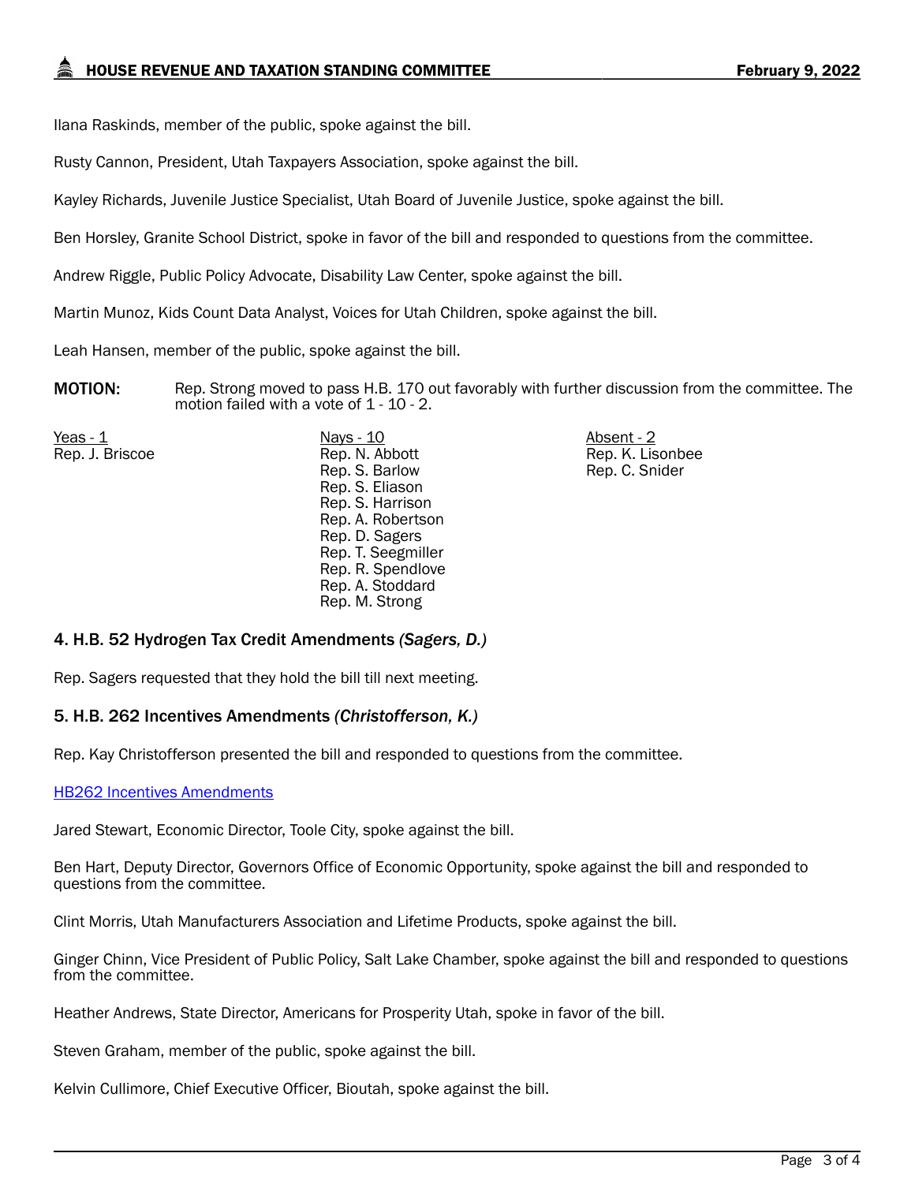Ilana Raskinds, member of the public, spoke against the bill.

Rusty Cannon, President, Utah Taxpayers Association, spoke against the bill.

Kayley Richards, Juvenile Justice Specialist, Utah Board of Juvenile Justice, spoke against the bill.

Ben Horsley, Granite School District, spoke in favor of the bill and responded to questions from the committee.

Andrew Riggle, Public Policy Advocate, Disability Law Center, spoke against the bill.

Martin Munoz, Kids Count Data Analyst, Voices for Utah Children, spoke against the bill.

Leah Hansen, member of the public, spoke against the bill.

**MOTION:** Rep. Strong moved to pass H.B. 170 out favorably with further discussion from the committee. The motion failed with a vote of 1 - 10 - 2.

| Yeas - 1 | Nays - 10 | Absent - 2 |
|---|---|---|
| Rep. J. Briscoe | Rep. N. Abbott | Rep. K. Lisonbee |
| | Rep. S. Barlow | Rep. C. Snider |
| | Rep. S. Eliason | |
| | Rep. S. Harrison | |
| | Rep. A. Robertson | |
| | Rep. D. Sagers | |
| | Rep. T. Seegmiller | |
| | Rep. R. Spendlove | |
| | Rep. A. Stoddard | |
| | Rep. M. Strong | |

### 4. H.B. 52 Hydrogen Tax Credit Amendments *(Sagers, D.)*

Rep. Sagers requested that they hold the bill till next meeting.

### 5. H.B. 262 Incentives Amendments *(Christofferson, K.)*

Rep. Kay Christofferson presented the bill and responded to questions from the committee.

HB262 Incentives Amendments

Jared Stewart, Economic Director, Toole City, spoke against the bill.

Ben Hart, Deputy Director, Governors Office of Economic Opportunity, spoke against the bill and responded to questions from the committee.

Clint Morris, Utah Manufacturers Association and Lifetime Products, spoke against the bill.

Ginger Chinn, Vice President of Public Policy, Salt Lake Chamber, spoke against the bill and responded to questions from the committee.

Heather Andrews, State Director, Americans for Prosperity Utah, spoke in favor of the bill.

Steven Graham, member of the public, spoke against the bill.

Kelvin Cullimore, Chief Executive Officer, Bioutah, spoke against the bill.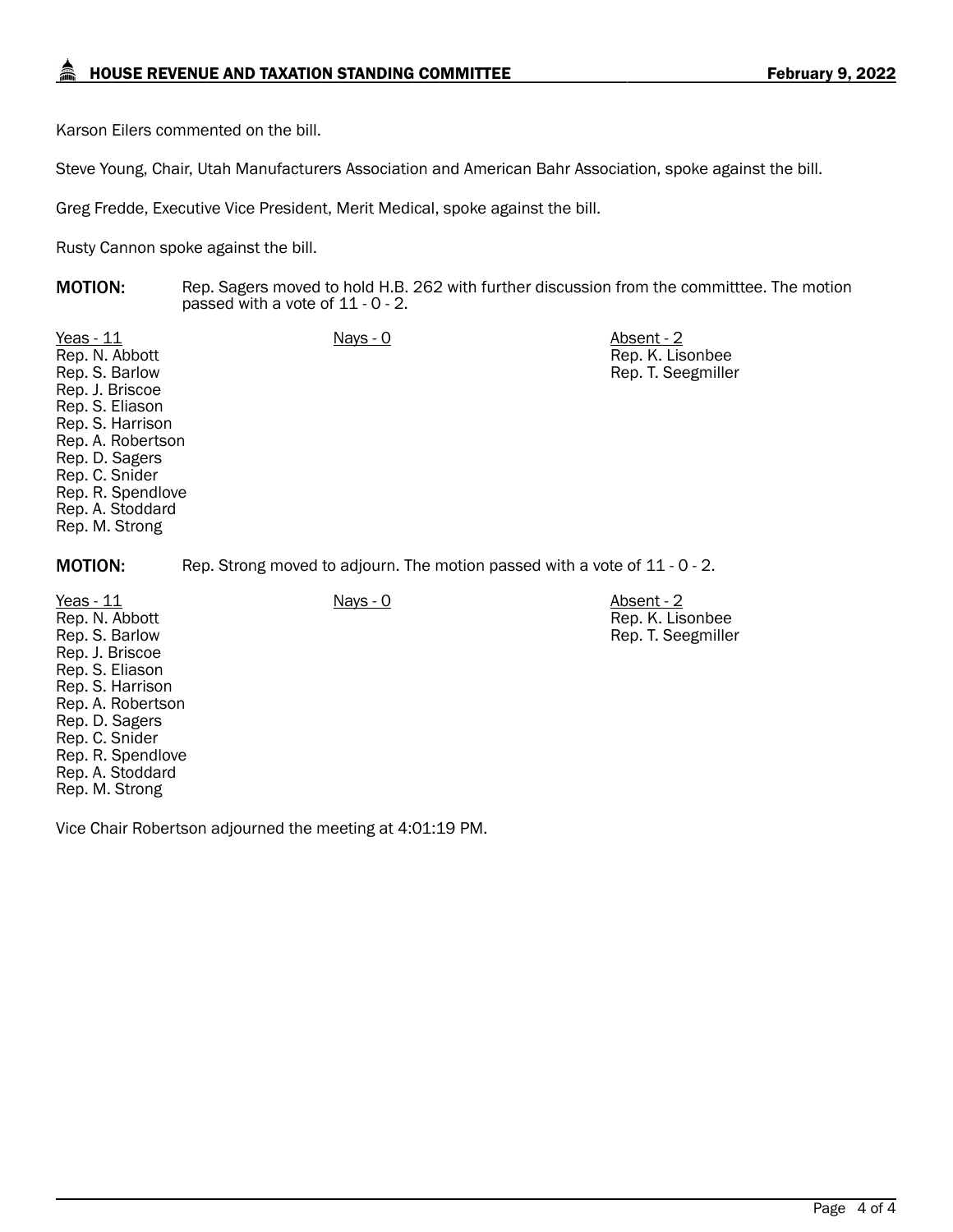Karson Eilers commented on the bill.

Steve Young, Chair, Utah Manufacturers Association and American Bahr Association, spoke against the bill.

Greg Fredde, Executive Vice President, Merit Medical, spoke against the bill.

Rusty Cannon spoke against the bill.

**MOTION:** Rep. Sagers moved to hold H.B. 262 with further discussion from the committtee. The motion passed with a vote of 11 - 0 - 2.

| Yeas - 11 | Nays - 0 | Absent - 2 |
|---|---|---|
| Rep. N. Abbott | | Rep. K. Lisonbee |
| Rep. S. Barlow | | Rep. T. Seegmiller |
| Rep. J. Briscoe | | |
| Rep. S. Eliason | | |
| Rep. S. Harrison | | |
| Rep. A. Robertson | | |
| Rep. D. Sagers | | |
| Rep. C. Snider | | |
| Rep. R. Spendlove | | |
| Rep. A. Stoddard | | |
| Rep. M. Strong | | |

**MOTION:** Rep. Strong moved to adjourn. The motion passed with a vote of 11 - 0 - 2.

| Yeas - 11 | Nays - 0 | Absent - 2 |
|---|---|---|
| Rep. N. Abbott | | Rep. K. Lisonbee |
| Rep. S. Barlow | | Rep. T. Seegmiller |
| Rep. J. Briscoe | | |
| Rep. S. Eliason | | |
| Rep. S. Harrison | | |
| Rep. A. Robertson | | |
| Rep. D. Sagers | | |
| Rep. C. Snider | | |
| Rep. R. Spendlove | | |
| Rep. A. Stoddard | | |
| Rep. M. Strong | | |

Vice Chair Robertson adjourned the meeting at 4:01:19 PM.